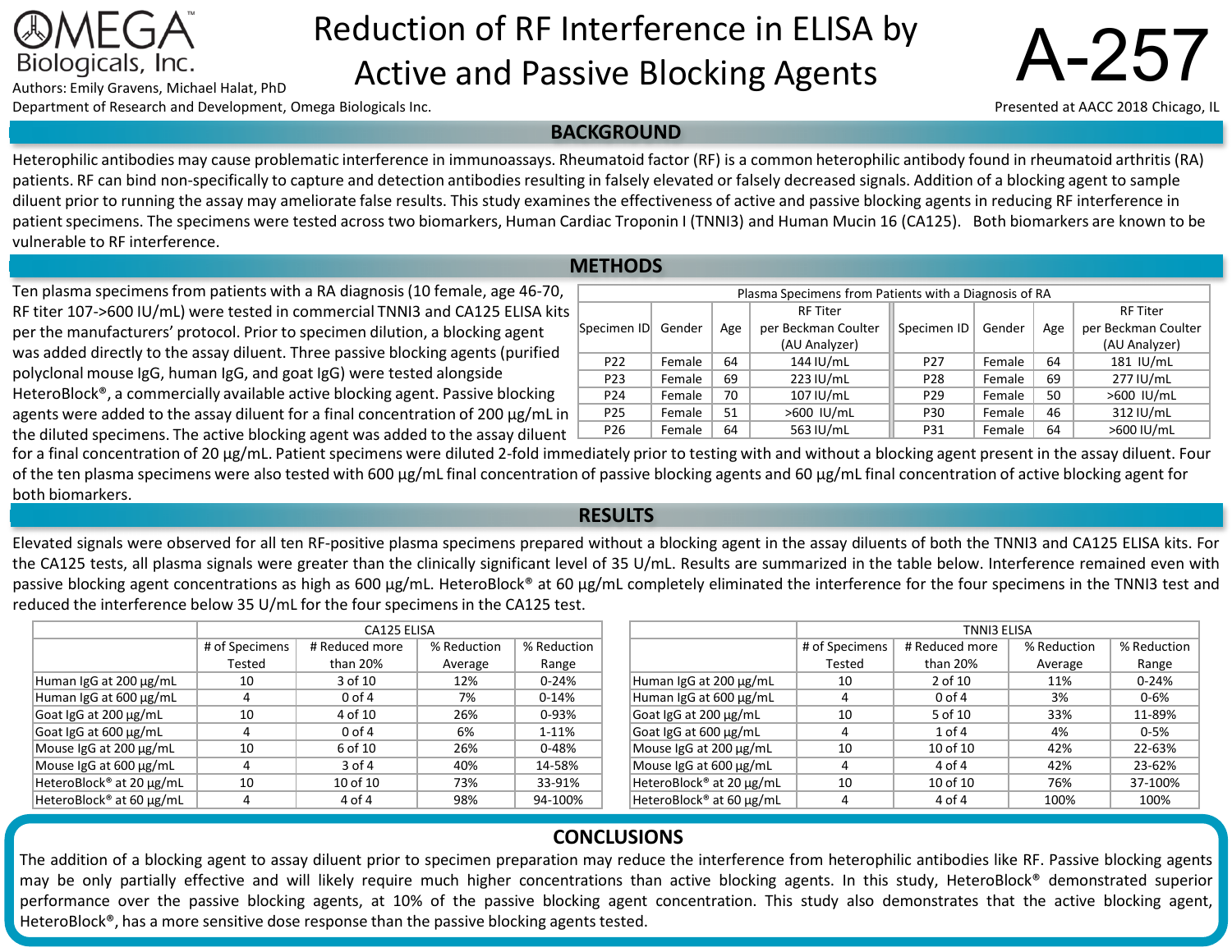# Reduction of RF Interference in ELISA by Active and Passive Blocking Agents

OMEGA Biologicals, Inc.

Authors: Emily Gravens, Michael Halat, PhD

Department of Research and Development, Omega Biologicals Inc.

A-257

Presented at AACC 2018 Chicago, IL

## BACKGROUND

Heterophilic antibodies may cause problematic interference in immunoassays. Rheumatoid factor (RF) is a common heterophilic antibody found in rheumatoid arthritis (RA) patients. RF can bind non-specifically to capture and detection antibodies resulting in falsely elevated or falsely decreased signals. Addition of a blocking agent to sample diluent prior to running the assay may ameliorate false results. This study examines the effectiveness of active and passive blocking agents in reducing RF interference in patient specimens. The specimens were tested across two biomarkers, Human Cardiac Troponin I (TNNI3) and Human Mucin 16 (CA125). Both biomarkers are known to be vulnerable to RF interference.

## METHODS

Ten plasma specimens from patients with a RA diagnosis (10 female, age 46-70, RF titer 107->600 IU/mL) were tested in commercial TNNI3 and CA125 ELISA kits per the manufacturers' protocol. Prior to specimen dilution, a blocking agent was added directly to the assay diluent. Three passive blocking agents (purified polyclonal mouse IgG, human IgG, and goat IgG) were tested alongside HeteroBlock®, a commercially available active blocking agent. Passive blocking agents were added to the assay diluent for a final concentration of 200 µg/mL in the diluted specimens. The active blocking agent was added to the assay diluent for a final concentration of 20 µg/mL. Patient specimens were diluted 2-fold immediately prior to testing with and without a blocking agent present in the assay diluent. Four of the ten plasma specimens were also tested with 600 µg/mL final concentration of passive blocking agents and 60 µg/mL final concentration of active blocking agent for both biomarkers.

| Plasma Specimens from Patients with a Diagnosis of RA | | | | | | | |
|---|---|---|---|---|---|---|---|
| Specimen ID | Gender | Age | RF Titer per Beckman Coulter (AU Analyzer) | Specimen ID | Gender | Age | RF Titer per Beckman Coulter (AU Analyzer) |
| P22 | Female | 64 | 144 IU/mL | P27 | Female | 64 | 181 IU/mL |
| P23 | Female | 69 | 223 IU/mL | P28 | Female | 69 | 277 IU/mL |
| P24 | Female | 70 | 107 IU/mL | P29 | Female | 50 | >600 IU/mL |
| P25 | Female | 51 | >600 IU/mL | P30 | Female | 46 | 312 IU/mL |
| P26 | Female | 64 | 563 IU/mL | P31 | Female | 64 | >600 IU/mL |

## RESULTS

Elevated signals were observed for all ten RF-positive plasma specimens prepared without a blocking agent in the assay diluents of both the TNNI3 and CA125 ELISA kits. For the CA125 tests, all plasma signals were greater than the clinically significant level of 35 U/mL. Results are summarized in the table below. Interference remained even with passive blocking agent concentrations as high as 600 µg/mL. HeteroBlock® at 60 µg/mL completely eliminated the interference for the four specimens in the TNNI3 test and reduced the interference below 35 U/mL for the four specimens in the CA125 test.

| | CA125 ELISA | | | |
|---|---|---|---|---|
| | # of Specimens Tested | # Reduced more than 20% | % Reduction Average | % Reduction Range |
| Human IgG at 200 µg/mL | 10 | 3 of 10 | 12% | 0-24% |
| Human IgG at 600 µg/mL | 4 | 0 of 4 | 7% | 0-14% |
| Goat IgG at 200 µg/mL | 10 | 4 of 10 | 26% | 0-93% |
| Goat IgG at 600 µg/mL | 4 | 0 of 4 | 6% | 1-11% |
| Mouse IgG at 200 µg/mL | 10 | 6 of 10 | 26% | 0-48% |
| Mouse IgG at 600 µg/mL | 4 | 3 of 4 | 40% | 14-58% |
| HeteroBlock® at 20 µg/mL | 10 | 10 of 10 | 73% | 33-91% |
| HeteroBlock® at 60 µg/mL | 4 | 4 of 4 | 98% | 94-100% |

| | TNNI3 ELISA | | | |
|---|---|---|---|---|
| | # of Specimens Tested | # Reduced more than 20% | % Reduction Average | % Reduction Range |
| Human IgG at 200 µg/mL | 10 | 2 of 10 | 11% | 0-24% |
| Human IgG at 600 µg/mL | 4 | 0 of 4 | 3% | 0-6% |
| Goat IgG at 200 µg/mL | 10 | 5 of 10 | 33% | 11-89% |
| Goat IgG at 600 µg/mL | 4 | 1 of 4 | 4% | 0-5% |
| Mouse IgG at 200 µg/mL | 10 | 10 of 10 | 42% | 22-63% |
| Mouse IgG at 600 µg/mL | 4 | 4 of 4 | 42% | 23-62% |
| HeteroBlock® at 20 µg/mL | 10 | 10 of 10 | 76% | 37-100% |
| HeteroBlock® at 60 µg/mL | 4 | 4 of 4 | 100% | 100% |

## CONCLUSIONS

The addition of a blocking agent to assay diluent prior to specimen preparation may reduce the interference from heterophilic antibodies like RF. Passive blocking agents may be only partially effective and will likely require much higher concentrations than active blocking agents. In this study, HeteroBlock® demonstrated superior performance over the passive blocking agents, at 10% of the passive blocking agent concentration. This study also demonstrates that the active blocking agent, HeteroBlock®, has a more sensitive dose response than the passive blocking agents tested.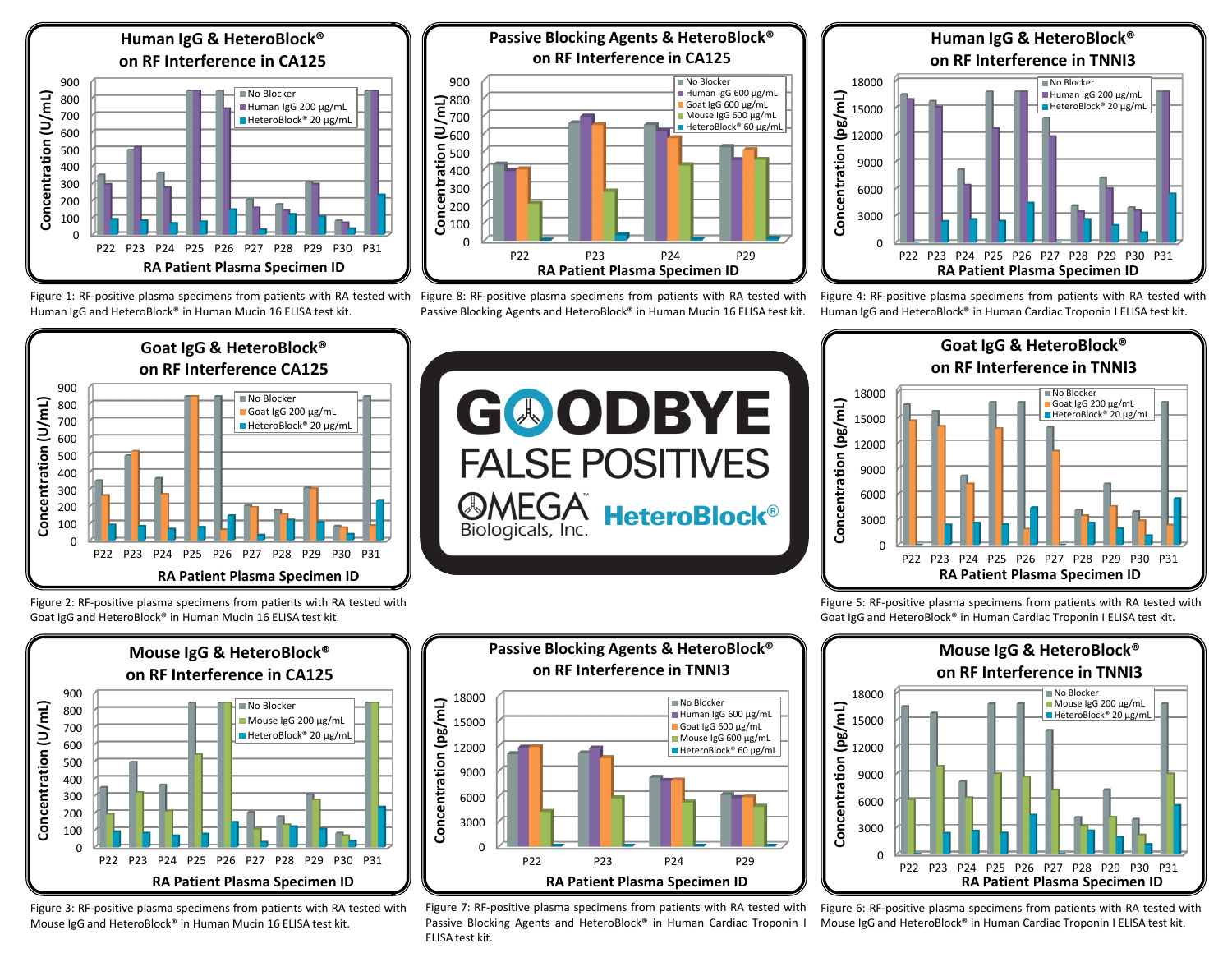## Human IgG & HeteroBlock® on RF Interference in CA125

Concentration (U/mL)
900
800
700
600
500
400
300
200
100
0

No Blocker
Human IgG 200 µg/mL
HeteroBlock® 20 µg/mL

P22 P23 P24 P25 P26 P27 P28 P29 P30 P31

RA Patient Plasma Specimen ID

Figure 1: RF-positive plasma specimens from patients with RA tested with Human IgG and HeteroBlock® in Human Mucin 16 ELISA test kit.

## Passive Blocking Agents & HeteroBlock® on RF Interference in CA125

Concentration (U/mL)
900
800
700
600
500
400
300
200
100
0

No Blocker
Human IgG 600 µg/mL
Goat IgG 600 µg/mL
Mouse IgG 600 µg/mL
HeteroBlock® 60 µg/mL

P22 P23 P24 P29

RA Patient Plasma Specimen ID

Figure 8: RF-positive plasma specimens from patients with RA tested with Passive Blocking Agents and HeteroBlock® in Human Mucin 16 ELISA test kit.

## Human IgG & HeteroBlock® on RF Interference in TNNI3

Concentration (pg/mL)
18000
15000
12000
9000
6000
3000
0

No Blocker
Human IgG 200 µg/mL
HeteroBlock® 20 µg/mL

P22 P23 P24 P25 P26 P27 P28 P29 P30 P31

RA Patient Plasma Specimen ID

Figure 4: RF-positive plasma specimens from patients with RA tested with Human IgG and HeteroBlock® in Human Cardiac Troponin I ELISA test kit.

## Goat IgG & HeteroBlock® on RF Interference CA125

Concentration (U/mL)
900
800
700
600
500
400
300
200
100
0

No Blocker
Goat IgG 200 µg/mL
HeteroBlock® 20 µg/mL

P22 P23 P24 P25 P26 P27 P28 P29 P30 P31

RA Patient Plasma Specimen ID

Figure 2: RF-positive plasma specimens from patients with RA tested with Goat IgG and HeteroBlock® in Human Mucin 16 ELISA test kit.

**GOODBYE FALSE POSITIVES**

OMEGA Biologicals, Inc. HeteroBlock®

## Goat IgG & HeteroBlock® on RF Interference in TNNI3

Concentration (pg/mL)
18000
15000
12000
9000
6000
3000
0

No Blocker
Goat IgG 200 µg/mL
HeteroBlock® 20 µg/mL

P22 P23 P24 P25 P26 P27 P28 P29 P30 P31

RA Patient Plasma Specimen ID

Figure 5: RF-positive plasma specimens from patients with RA tested with Goat IgG and HeteroBlock® in Human Cardiac Troponin I ELISA test kit.

## Mouse IgG & HeteroBlock® on RF Interference in CA125

Concentration (U/mL)
900
800
700
600
500
400
300
200
100
0

No Blocker
Mouse IgG 200 µg/mL
HeteroBlock® 20 µg/mL

P22 P23 P24 P25 P26 P27 P28 P29 P30 P31

RA Patient Plasma Specimen ID

Figure 3: RF-positive plasma specimens from patients with RA tested with Mouse IgG and HeteroBlock® in Human Mucin 16 ELISA test kit.

## Passive Blocking Agents & HeteroBlock® on RF Interference in TNNI3

Concentration (pg/mL)
18000
15000
12000
9000
6000
3000
0

No Blocker
Human IgG 600 µg/mL
Goat IgG 600 µg/mL
Mouse IgG 600 µg/mL
HeteroBlock® 60 µg/mL

P22 P23 P24 P29

RA Patient Plasma Specimen ID

Figure 7: RF-positive plasma specimens from patients with RA tested with Passive Blocking Agents and HeteroBlock® in Human Cardiac Troponin I ELISA test kit.

## Mouse IgG & HeteroBlock® on RF Interference in TNNI3

Concentration (pg/mL)
18000
15000
12000
9000
6000
3000
0

No Blocker
Mouse IgG 200 µg/mL
HeteroBlock® 20 µg/mL

P22 P23 P24 P25 P26 P27 P28 P29 P30 P31

RA Patient Plasma Specimen ID

Figure 6: RF-positive plasma specimens from patients with RA tested with Mouse IgG and HeteroBlock® in Human Cardiac Troponin I ELISA test kit.